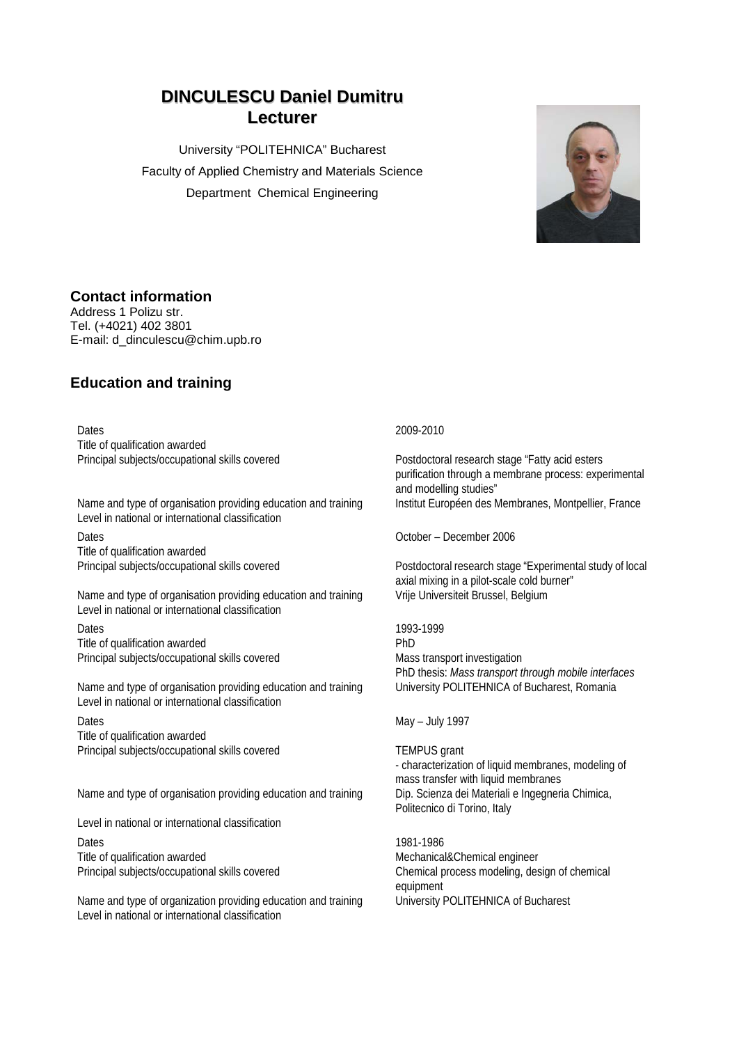# DINCULESCU Daniel Dumitru
## Lecturer

University "POLITEHNICA" Bucharest
Faculty of Applied Chemistry and Materials Science
Department Chemical Engineering

## Contact information

Address 1 Polizu str.
Tel. (+4021) 402 3801
E-mail: d_dinculescu@chim.upb.ro

## Education and training

| | |
|---|---|
| Dates | 2009-2010 |
| Title of qualification awarded | |
| Principal subjects/occupational skills covered | Postdoctoral research stage "Fatty acid esters purification through a membrane process: experimental and modelling studies" |
| Name and type of organisation providing education and training | Institut Européen des Membranes, Montpellier, France |
| Level in national or international classification | |
| Dates | October – December 2006 |
| Title of qualification awarded | |
| Principal subjects/occupational skills covered | Postdoctoral research stage "Experimental study of local axial mixing in a pilot-scale cold burner" |
| Name and type of organisation providing education and training | Vrije Universiteit Brussel, Belgium |
| Level in national or international classification | |
| Dates | 1993-1999 |
| Title of qualification awarded | PhD |
| Principal subjects/occupational skills covered | Mass transport investigation<br>PhD thesis: *Mass transport through mobile interfaces* |
| Name and type of organisation providing education and training | University POLITEHNICA of Bucharest, Romania |
| Level in national or international classification | |
| Dates | May – July 1997 |
| Title of qualification awarded | |
| Principal subjects/occupational skills covered | TEMPUS grant<br>- characterization of liquid membranes, modeling of mass transfer with liquid membranes |
| Name and type of organisation providing education and training | Dip. Scienza dei Materiali e Ingegneria Chimica, Politecnico di Torino, Italy |
| Level in national or international classification | |
| Dates | 1981-1986 |
| Title of qualification awarded | Mechanical&Chemical engineer |
| Principal subjects/occupational skills covered | Chemical process modeling, design of chemical equipment |
| Name and type of organization providing education and training | University POLITEHNICA of Bucharest |
| Level in national or international classification | |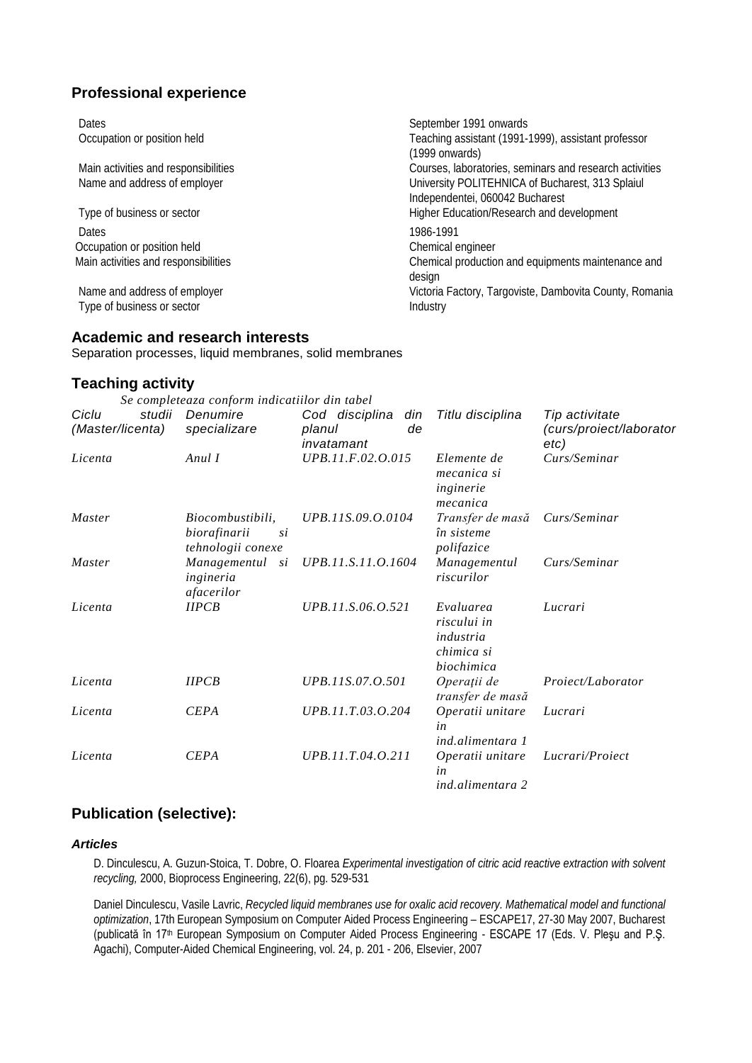## Professional experience

| | |
|---|---|
| Dates | September 1991 onwards |
| Occupation or position held | Teaching assistant (1991-1999), assistant professor (1999 onwards) |
| Main activities and responsibilities | Courses, laboratories, seminars and research activities |
| Name and address of employer | University POLITEHNICA of Bucharest, 313 Splaiul Independentei, 060042 Bucharest |
| Type of business or sector | Higher Education/Research and development |
| Dates | 1986-1991 |
| Occupation or position held | Chemical engineer |
| Main activities and responsibilities | Chemical production and equipments maintenance and design |
| Name and address of employer | Victoria Factory, Targoviste, Dambovita County, Romania |
| Type of business or sector | Industry |

## Academic and research interests

Separation processes, liquid membranes, solid membranes

## Teaching activity

*Se completeaza conform indicatiilor din tabel*

| *Ciclu studii (Master/licenta)* | *Denumire specializare* | *Cod disciplina din planul de invatamant* | *Titlu disciplina* | *Tip activitate (curs/proiect/laborator etc)* |
|---|---|---|---|---|
| *Licenta* | *Anul I* | *UPB.11.F.02.O.015* | *Elemente de mecanica si inginerie mecanica* | *Curs/Seminar* |
| *Master* | *Biocombustibili, biorafinarii si tehnologii conexe* | *UPB.11S.09.O.0104* | *Transfer de masă în sisteme polifazice* | *Curs/Seminar* |
| *Master* | *Managementul si ingineria afacerilor* | *UPB.11.S.11.O.1604* | *Managementul riscurilor* | *Curs/Seminar* |
| *Licenta* | *IIPCB* | *UPB.11.S.06.O.521* | *Evaluarea riscului in industria chimica si biochimica* | *Lucrari* |
| *Licenta* | *IIPCB* | *UPB.11S.07.O.501* | *Operații de transfer de masă* | *Proiect/Laborator* |
| *Licenta* | *CEPA* | *UPB.11.T.03.O.204* | *Operatii unitare in ind.alimentara 1* | *Lucrari* |
| *Licenta* | *CEPA* | *UPB.11.T.04.O.211* | *Operatii unitare in ind.alimentara 2* | *Lucrari/Proiect* |

## Publication (selective):

### *Articles*

D. Dinculescu, A. Guzun-Stoica, T. Dobre, O. Floarea *Experimental investigation of citric acid reactive extraction with solvent recycling,* 2000, Bioprocess Engineering, 22(6), pg. 529-531

Daniel Dinculescu, Vasile Lavric, *Recycled liquid membranes use for oxalic acid recovery. Mathematical model and functional optimization*, 17th European Symposium on Computer Aided Process Engineering – ESCAPE17, 27-30 May 2007, Bucharest (publicată în 17th European Symposium on Computer Aided Process Engineering - ESCAPE 17 (Eds. V. Pleşu and P.Ş. Agachi), Computer-Aided Chemical Engineering, vol. 24, p. 201 - 206, Elsevier, 2007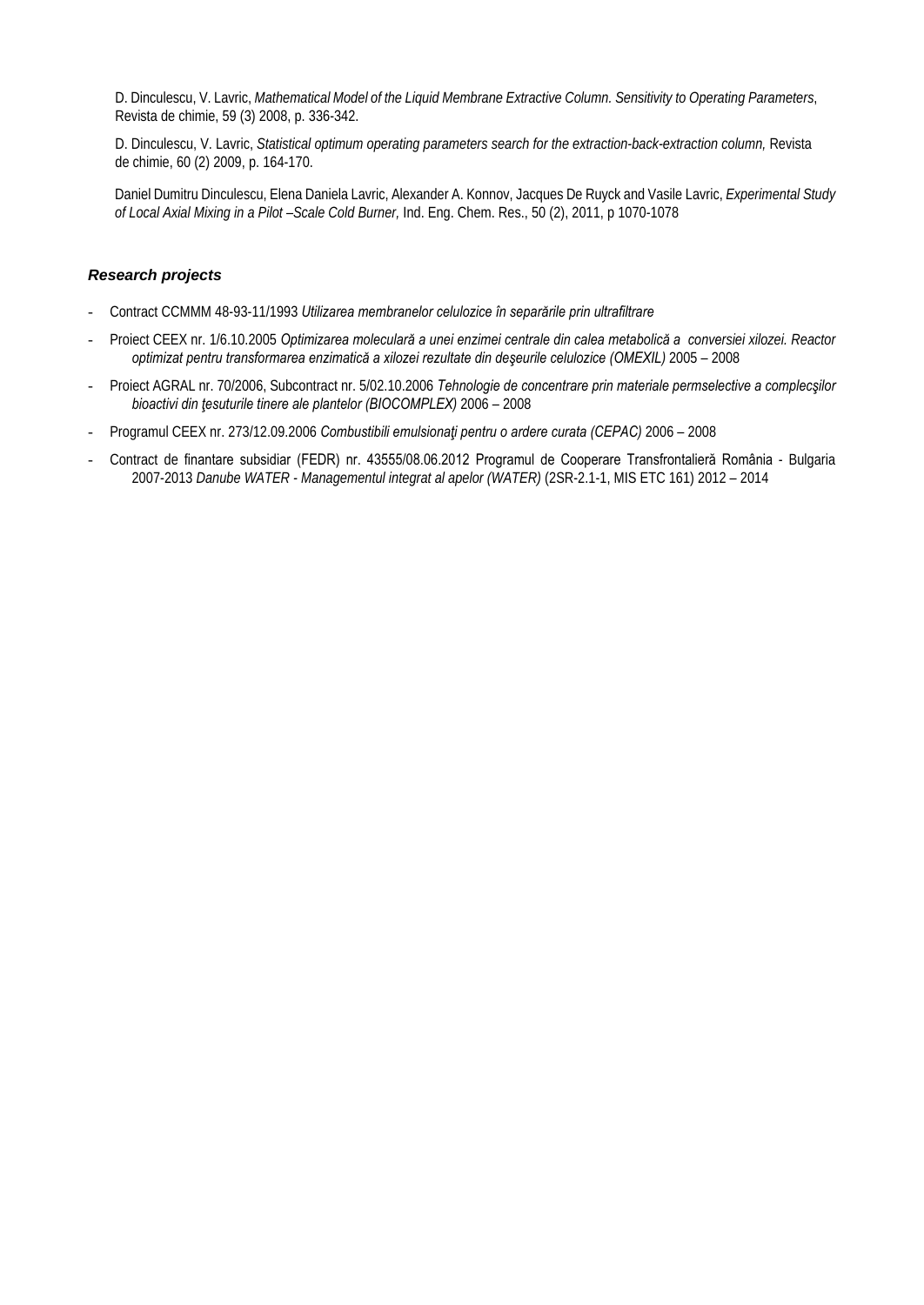D. Dinculescu, V. Lavric, *Mathematical Model of the Liquid Membrane Extractive Column. Sensitivity to Operating Parameters*, Revista de chimie, 59 (3) 2008, p. 336-342.

D. Dinculescu, V. Lavric, *Statistical optimum operating parameters search for the extraction-back-extraction column,* Revista de chimie, 60 (2) 2009, p. 164-170.

Daniel Dumitru Dinculescu, Elena Daniela Lavric, Alexander A. Konnov, Jacques De Ruyck and Vasile Lavric, *Experimental Study of Local Axial Mixing in a Pilot –Scale Cold Burner,* Ind. Eng. Chem. Res., 50 (2), 2011, p 1070-1078

### *Research projects*

- Contract CCMMM 48-93-11/1993 *Utilizarea membranelor celulozice în separările prin ultrafiltrare*
- Proiect CEEX nr. 1/6.10.2005 *Optimizarea moleculară a unei enzimei centrale din calea metabolică a conversiei xilozei. Reactor optimizat pentru transformarea enzimatică a xilozei rezultate din deşeurile celulozice (OMEXIL)* 2005 – 2008
- Proiect AGRAL nr. 70/2006, Subcontract nr. 5/02.10.2006 *Tehnologie de concentrare prin materiale permselective a complecşilor bioactivi din ţesuturile tinere ale plantelor (BIOCOMPLEX)* 2006 – 2008
- Programul CEEX nr. 273/12.09.2006 *Combustibili emulsionaţi pentru o ardere curata (CEPAC)* 2006 – 2008
- Contract de finantare subsidiar (FEDR) nr. 43555/08.06.2012 Programul de Cooperare Transfrontalieră România - Bulgaria 2007-2013 *Danube WATER - Managementul integrat al apelor (WATER)* (2SR-2.1-1, MIS ETC 161) 2012 – 2014